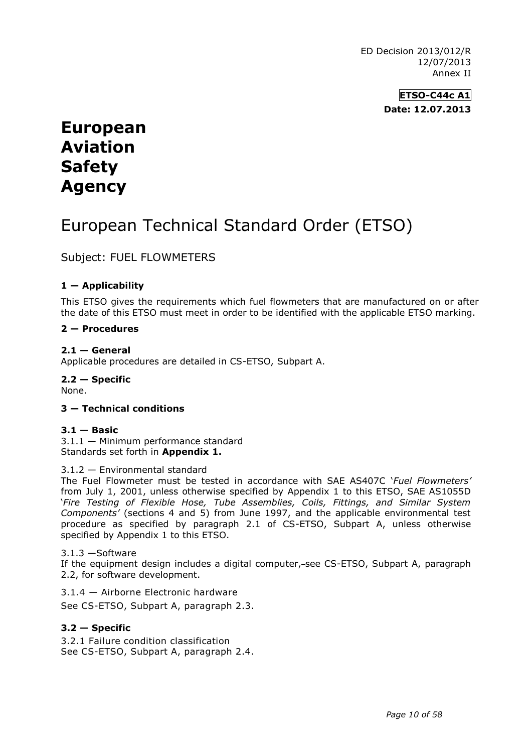ED Decision 2013/012/R
12/07/2013
Annex II

**ETSO-C44c A1**
**Date: 12.07.2013**

# European Aviation Safety Agency

# European Technical Standard Order (ETSO)

Subject: FUEL FLOWMETERS

## 1 — Applicability

This ETSO gives the requirements which fuel flowmeters that are manufactured on or after the date of this ETSO must meet in order to be identified with the applicable ETSO marking.

## 2 — Procedures

### 2.1 — General

Applicable procedures are detailed in CS-ETSO, Subpart A.

### 2.2 — Specific

None.

## 3 — Technical conditions

### 3.1 — Basic

3.1.1 — Minimum performance standard
Standards set forth in **Appendix 1.**

3.1.2 — Environmental standard
The Fuel Flowmeter must be tested in accordance with SAE AS407C '*Fuel Flowmeters'* from July 1, 2001, unless otherwise specified by Appendix 1 to this ETSO, SAE AS1055D '*Fire Testing of Flexible Hose, Tube Assemblies, Coils, Fittings, and Similar System Components'* (sections 4 and 5) from June 1997, and the applicable environmental test procedure as specified by paragraph 2.1 of CS-ETSO, Subpart A, unless otherwise specified by Appendix 1 to this ETSO.

3.1.3 —Software
If the equipment design includes a digital computer, see CS-ETSO, Subpart A, paragraph 2.2, for software development.

3.1.4 — Airborne Electronic hardware
See CS-ETSO, Subpart A, paragraph 2.3.

### 3.2 — Specific

3.2.1 Failure condition classification
See CS-ETSO, Subpart A, paragraph 2.4.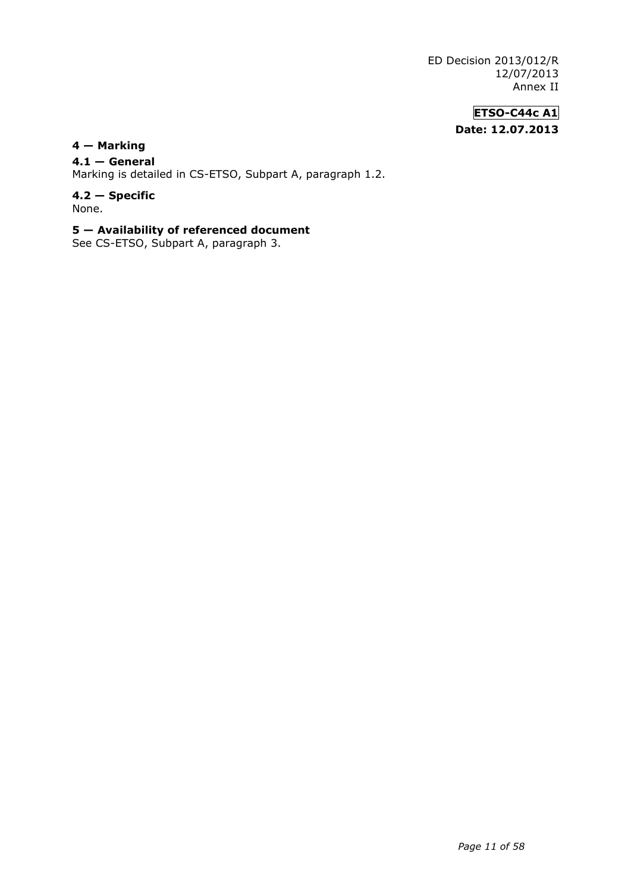**ETSO-C44c A1**

**Date: 12.07.2013**

## 4 — Marking

### 4.1 — General

Marking is detailed in CS-ETSO, Subpart A, paragraph 1.2.

### 4.2 — Specific

None.

## 5 — Availability of referenced document

See CS-ETSO, Subpart A, paragraph 3.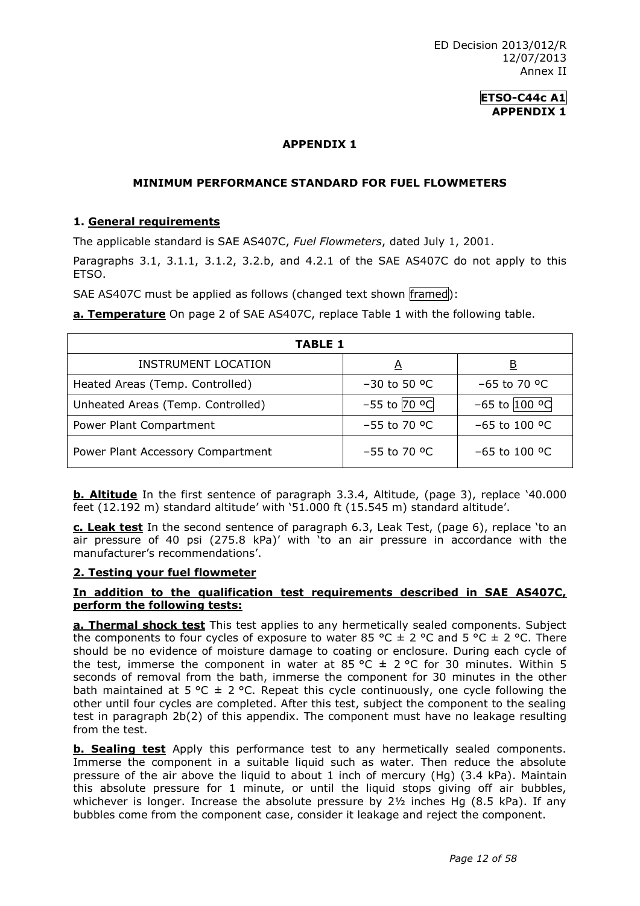**ETSO-C44c A1**
**APPENDIX 1**

## APPENDIX 1

## MINIMUM PERFORMANCE STANDARD FOR FUEL FLOWMETERS

### 1. General requirements

The applicable standard is SAE AS407C, *Fuel Flowmeters*, dated July 1, 2001.

Paragraphs 3.1, 3.1.1, 3.1.2, 3.2.b, and 4.2.1 of the SAE AS407C do not apply to this ETSO.

SAE AS407C must be applied as follows (changed text shown framed):

**a. Temperature** On page 2 of SAE AS407C, replace Table 1 with the following table.

| TABLE 1 | | |
|---|---|---|
| INSTRUMENT LOCATION | A | B |
| Heated Areas (Temp. Controlled) | −30 to 50 ºC | −65 to 70 ºC |
| Unheated Areas (Temp. Controlled) | −55 to 70 ºC | −65 to 100 ºC |
| Power Plant Compartment | −55 to 70 ºC | −65 to 100 ºC |
| Power Plant Accessory Compartment | −55 to 70 ºC | −65 to 100 ºC |

**b. Altitude** In the first sentence of paragraph 3.3.4, Altitude, (page 3), replace '40.000 feet (12.192 m) standard altitude' with '51.000 ft (15.545 m) standard altitude'.

**c. Leak test** In the second sentence of paragraph 6.3, Leak Test, (page 6), replace 'to an air pressure of 40 psi (275.8 kPa)' with 'to an air pressure in accordance with the manufacturer's recommendations'.

### 2. Testing your fuel flowmeter

**In addition to the qualification test requirements described in SAE AS407C, perform the following tests:**

**a. Thermal shock test** This test applies to any hermetically sealed components. Subject the components to four cycles of exposure to water 85 °C ± 2 °C and 5 °C ± 2 °C. There should be no evidence of moisture damage to coating or enclosure. During each cycle of the test, immerse the component in water at 85 °C ± 2 °C for 30 minutes. Within 5 seconds of removal from the bath, immerse the component for 30 minutes in the other bath maintained at 5 °C ± 2 °C. Repeat this cycle continuously, one cycle following the other until four cycles are completed. After this test, subject the component to the sealing test in paragraph 2b(2) of this appendix. The component must have no leakage resulting from the test.

**b. Sealing test** Apply this performance test to any hermetically sealed components. Immerse the component in a suitable liquid such as water. Then reduce the absolute pressure of the air above the liquid to about 1 inch of mercury (Hg) (3.4 kPa). Maintain this absolute pressure for 1 minute, or until the liquid stops giving off air bubbles, whichever is longer. Increase the absolute pressure by 2½ inches Hg (8.5 kPa). If any bubbles come from the component case, consider it leakage and reject the component.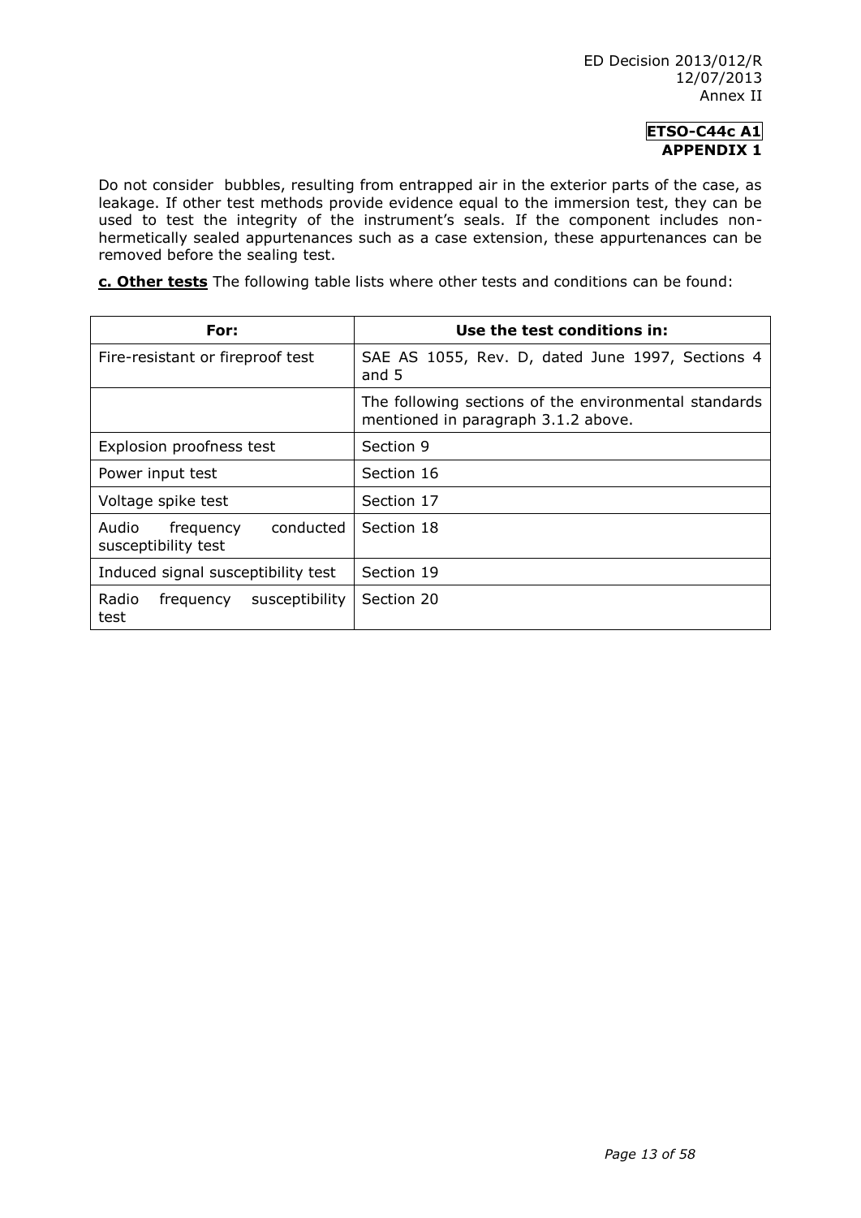Do not consider  bubbles, resulting from entrapped air in the exterior parts of the case, as leakage. If other test methods provide evidence equal to the immersion test, they can be used to test the integrity of the instrument's seals. If the component includes non-hermetically sealed appurtenances such as a case extension, these appurtenances can be removed before the sealing test.

**c. Other tests** The following table lists where other tests and conditions can be found:

| For: | Use the test conditions in: |
|---|---|
| Fire-resistant or fireproof test | SAE AS 1055, Rev. D, dated June 1997, Sections 4 and 5 |
| | The following sections of the environmental standards mentioned in paragraph 3.1.2 above. |
| Explosion proofness test | Section 9 |
| Power input test | Section 16 |
| Voltage spike test | Section 17 |
| Audio frequency conducted susceptibility test | Section 18 |
| Induced signal susceptibility test | Section 19 |
| Radio frequency susceptibility test | Section 20 |